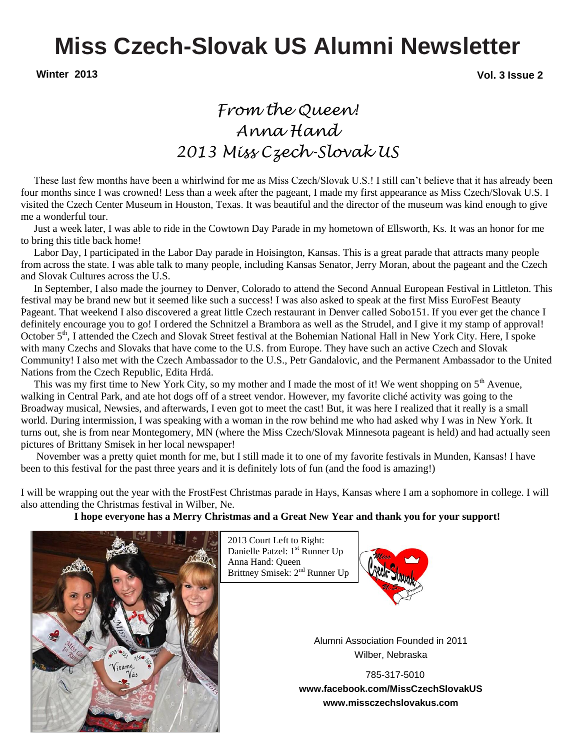# Miss Czech-Slovak US Alumni Newsletter

**Winter 2013** **Vol. 3 Issue 2**

## *From the Queen!*
## *Anna Hand*
## *2013 Miss Czech-Slovak US*

These last few months have been a whirlwind for me as Miss Czech/Slovak U.S.! I still can't believe that it has already been four months since I was crowned! Less than a week after the pageant, I made my first appearance as Miss Czech/Slovak U.S. I visited the Czech Center Museum in Houston, Texas. It was beautiful and the director of the museum was kind enough to give me a wonderful tour.

Just a week later, I was able to ride in the Cowtown Day Parade in my hometown of Ellsworth, Ks. It was an honor for me to bring this title back home!

Labor Day, I participated in the Labor Day parade in Hoisington, Kansas. This is a great parade that attracts many people from across the state. I was able talk to many people, including Kansas Senator, Jerry Moran, about the pageant and the Czech and Slovak Cultures across the U.S.

In September, I also made the journey to Denver, Colorado to attend the Second Annual European Festival in Littleton. This festival may be brand new but it seemed like such a success! I was also asked to speak at the first Miss EuroFest Beauty Pageant. That weekend I also discovered a great little Czech restaurant in Denver called Sobo151. If you ever get the chance I definitely encourage you to go! I ordered the Schnitzel a Brambora as well as the Strudel, and I give it my stamp of approval! October 5th, I attended the Czech and Slovak Street festival at the Bohemian National Hall in New York City. Here, I spoke with many Czechs and Slovaks that have come to the U.S. from Europe. They have such an active Czech and Slovak Community! I also met with the Czech Ambassador to the U.S., Petr Gandalovic, and the Permanent Ambassador to the United Nations from the Czech Republic, Edita Hrdá.

This was my first time to New York City, so my mother and I made the most of it! We went shopping on 5th Avenue, walking in Central Park, and ate hot dogs off of a street vendor. However, my favorite cliché activity was going to the Broadway musical, Newsies, and afterwards, I even got to meet the cast! But, it was here I realized that it really is a small world. During intermission, I was speaking with a woman in the row behind me who had asked why I was in New York. It turns out, she is from near Montegomery, MN (where the Miss Czech/Slovak Minnesota pageant is held) and had actually seen pictures of Brittany Smisek in her local newspaper!

November was a pretty quiet month for me, but I still made it to one of my favorite festivals in Munden, Kansas! I have been to this festival for the past three years and it is definitely lots of fun (and the food is amazing!)

I will be wrapping out the year with the FrostFest Christmas parade in Hays, Kansas where I am a sophomore in college. I will also attending the Christmas festival in Wilber, Ne.

**I hope everyone has a Merry Christmas and a Great New Year and thank you for your support!**

2013 Court Left to Right:
Danielle Patzel: 1st Runner Up
Anna Hand: Queen
Brittney Smisek: 2nd Runner Up

Alumni Association Founded in 2011
Wilber, Nebraska

785-317-5010
**www.facebook.com/MissCzechSlovakUS**
**www.missczechslovakus.com**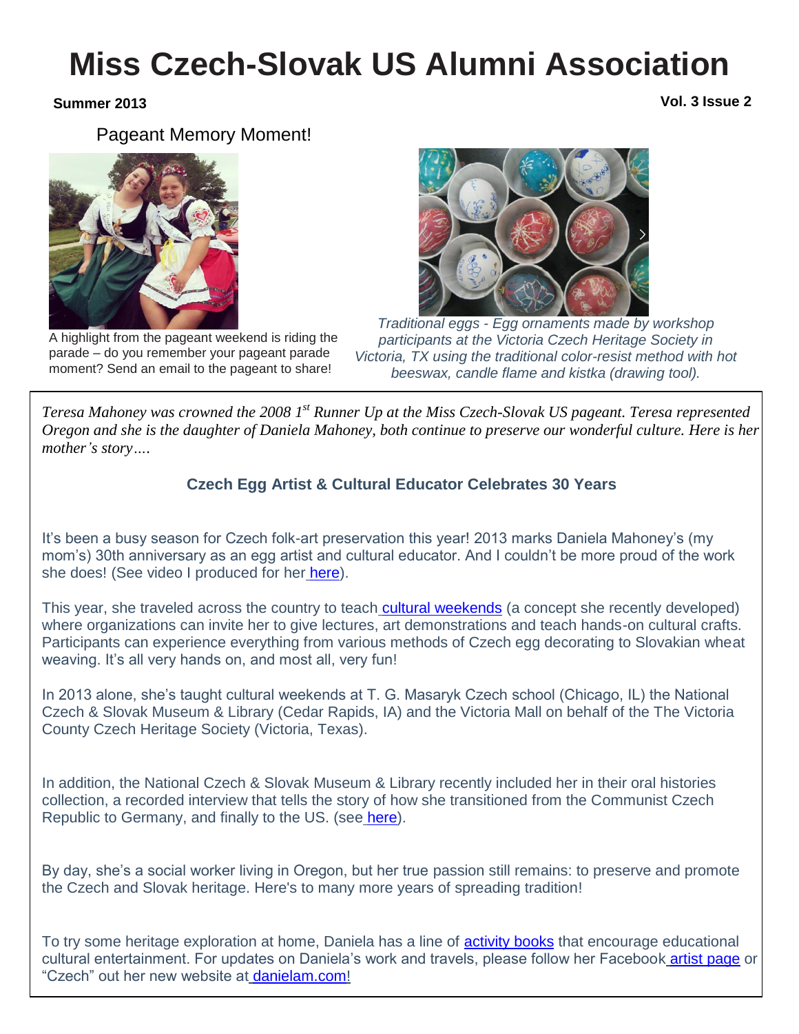# Miss Czech-Slovak US Alumni Association

**Summer 2013** **Vol. 3 Issue 2**

Pageant Memory Moment!

A highlight from the pageant weekend is riding the parade – do you remember your pageant parade moment? Send an email to the pageant to share!

*Traditional eggs - Egg ornaments made by workshop participants at the Victoria Czech Heritage Society in Victoria, TX using the traditional color-resist method with hot beeswax, candle flame and kistka (drawing tool).*

*Teresa Mahoney was crowned the 2008 1st Runner Up at the Miss Czech-Slovak US pageant. Teresa represented Oregon and she is the daughter of Daniela Mahoney, both continue to preserve our wonderful culture. Here is her mother's story….*

### Czech Egg Artist & Cultural Educator Celebrates 30 Years

It's been a busy season for Czech folk-art preservation this year! 2013 marks Daniela Mahoney's (my mom's) 30th anniversary as an egg artist and cultural educator. And I couldn't be more proud of the work she does! (See video I produced for her here).

This year, she traveled across the country to teach cultural weekends (a concept she recently developed) where organizations can invite her to give lectures, art demonstrations and teach hands-on cultural crafts. Participants can experience everything from various methods of Czech egg decorating to Slovakian wheat weaving. It's all very hands on, and most all, very fun!

In 2013 alone, she's taught cultural weekends at T. G. Masaryk Czech school (Chicago, IL) the National Czech & Slovak Museum & Library (Cedar Rapids, IA) and the Victoria Mall on behalf of the The Victoria County Czech Heritage Society (Victoria, Texas).

In addition, the National Czech & Slovak Museum & Library recently included her in their oral histories collection, a recorded interview that tells the story of how she transitioned from the Communist Czech Republic to Germany, and finally to the US. (see here).

By day, she's a social worker living in Oregon, but her true passion still remains: to preserve and promote the Czech and Slovak heritage. Here's to many more years of spreading tradition!

To try some heritage exploration at home, Daniela has a line of activity books that encourage educational cultural entertainment. For updates on Daniela's work and travels, please follow her Facebook artist page or "Czech" out her new website at danielam.com!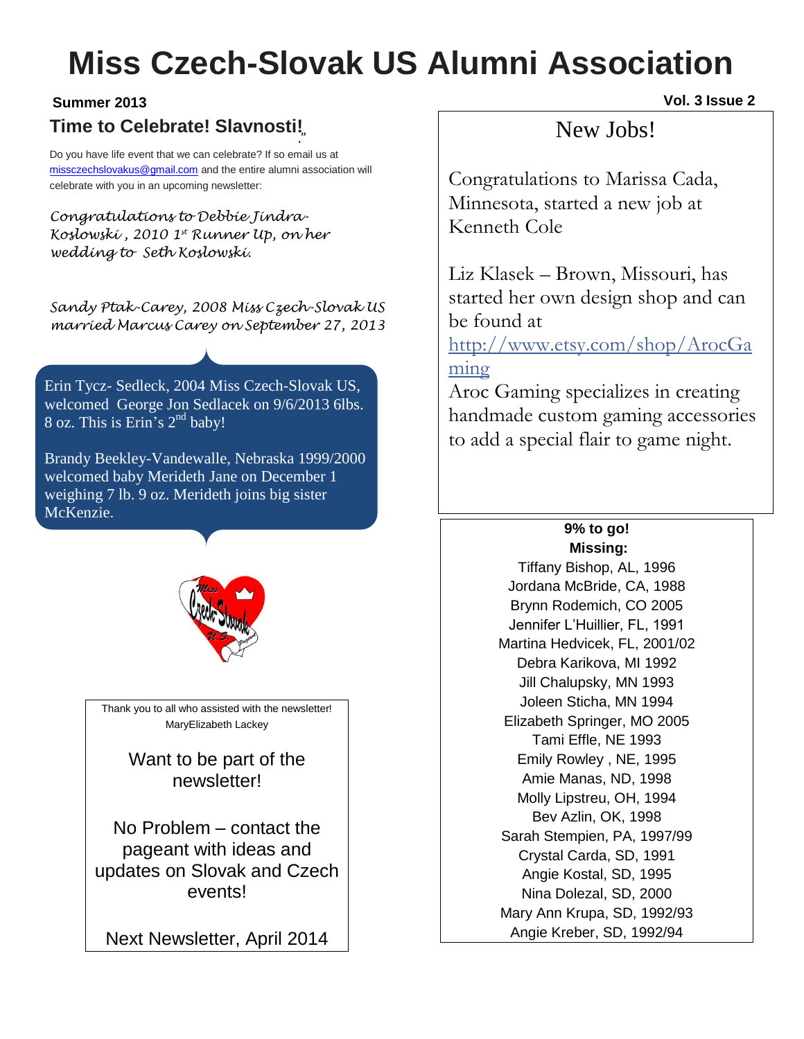# Miss Czech-Slovak US Alumni Association

**Summer 2013**

**Vol. 3 Issue 2**

## Time to Celebrate! Slavnosti!

Do you have life event that we can celebrate? If so email us at missczechslovakus@gmail.com and the entire alumni association will celebrate with you in an upcoming newsletter:

*Congratulations to Debbie Jindra-Koslowski , 2010 1st Runner Up, on her wedding to Seth Koslowski.*

*Sandy Ptak-Carey, 2008 Miss Czech-Slovak US married Marcus Carey on September 27, 2013*

Erin Tycz- Sedleck, 2004 Miss Czech-Slovak US, welcomed George Jon Sedlacek on 9/6/2013 6lbs. 8 oz. This is Erin's 2nd baby!

Brandy Beekley-Vandewalle, Nebraska 1999/2000 welcomed baby Merideth Jane on December 1 weighing 7 lb. 9 oz. Merideth joins big sister McKenzie.

Thank you to all who assisted with the newsletter!
MaryElizabeth Lackey

Want to be part of the newsletter!

No Problem – contact the pageant with ideas and updates on Slovak and Czech events!

Next Newsletter, April 2014

## New Jobs!

Congratulations to Marissa Cada, Minnesota, started a new job at Kenneth Cole

Liz Klasek – Brown, Missouri, has started her own design shop and can be found at http://www.etsy.com/shop/ArocGaming
Aroc Gaming specializes in creating handmade custom gaming accessories to add a special flair to game night.

**9% to go!**
**Missing:**

Tiffany Bishop, AL, 1996
Jordana McBride, CA, 1988
Brynn Rodemich, CO 2005
Jennifer L'Huillier, FL, 1991
Martina Hedvicek, FL, 2001/02
Debra Karikova, MI 1992
Jill Chalupsky, MN 1993
Joleen Sticha, MN 1994
Elizabeth Springer, MO 2005
Tami Effle, NE 1993
Emily Rowley , NE, 1995
Amie Manas, ND, 1998
Molly Lipstreu, OH, 1994
Bev Azlin, OK, 1998
Sarah Stempien, PA, 1997/99
Crystal Carda, SD, 1991
Angie Kostal, SD, 1995
Nina Dolezal, SD, 2000
Mary Ann Krupa, SD, 1992/93
Angie Kreber, SD, 1992/94